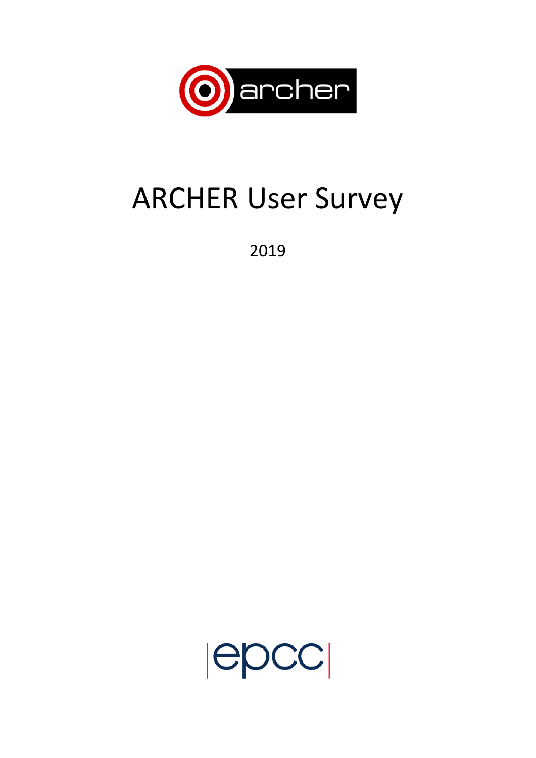# ARCHER User Survey

2019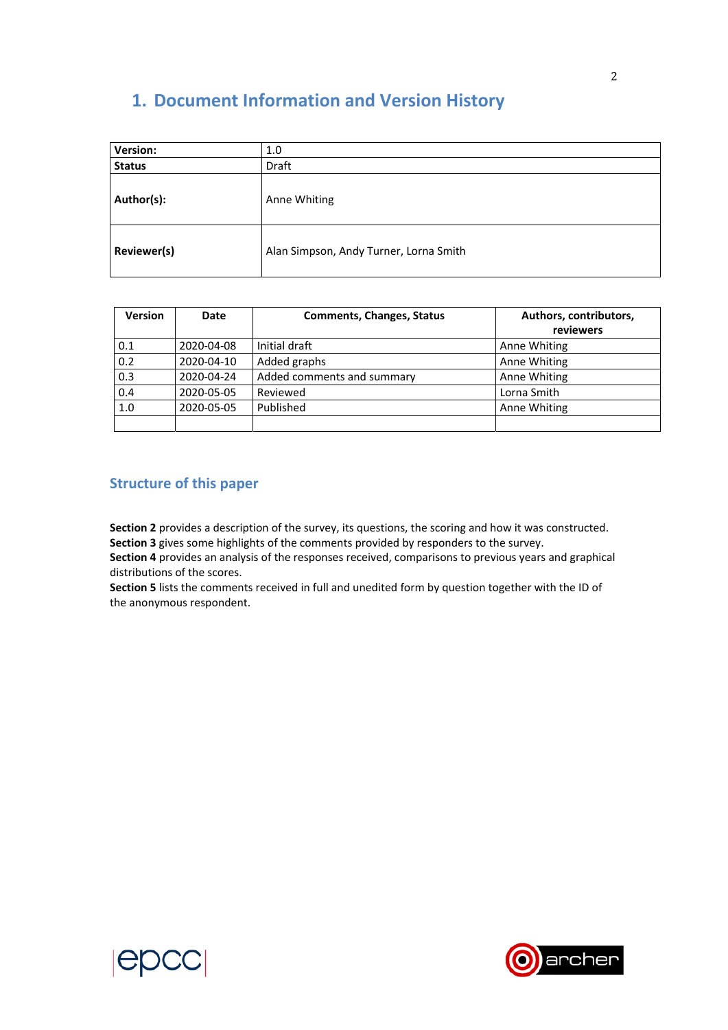# 1. Document Information and Version History

| | |
|---|---|
| **Version:** | 1.0 |
| **Status** | Draft |
| **Author(s):** | Anne Whiting |
| **Reviewer(s)** | Alan Simpson, Andy Turner, Lorna Smith |

| Version | Date | Comments, Changes, Status | Authors, contributors, reviewers |
|---|---|---|---|
| 0.1 | 2020-04-08 | Initial draft | Anne Whiting |
| 0.2 | 2020-04-10 | Added graphs | Anne Whiting |
| 0.3 | 2020-04-24 | Added comments and summary | Anne Whiting |
| 0.4 | 2020-05-05 | Reviewed | Lorna Smith |
| 1.0 | 2020-05-05 | Published | Anne Whiting |
| | | | |

## Structure of this paper

**Section 2** provides a description of the survey, its questions, the scoring and how it was constructed.
**Section 3** gives some highlights of the comments provided by responders to the survey.
**Section 4** provides an analysis of the responses received, comparisons to previous years and graphical distributions of the scores.
**Section 5** lists the comments received in full and unedited form by question together with the ID of the anonymous respondent.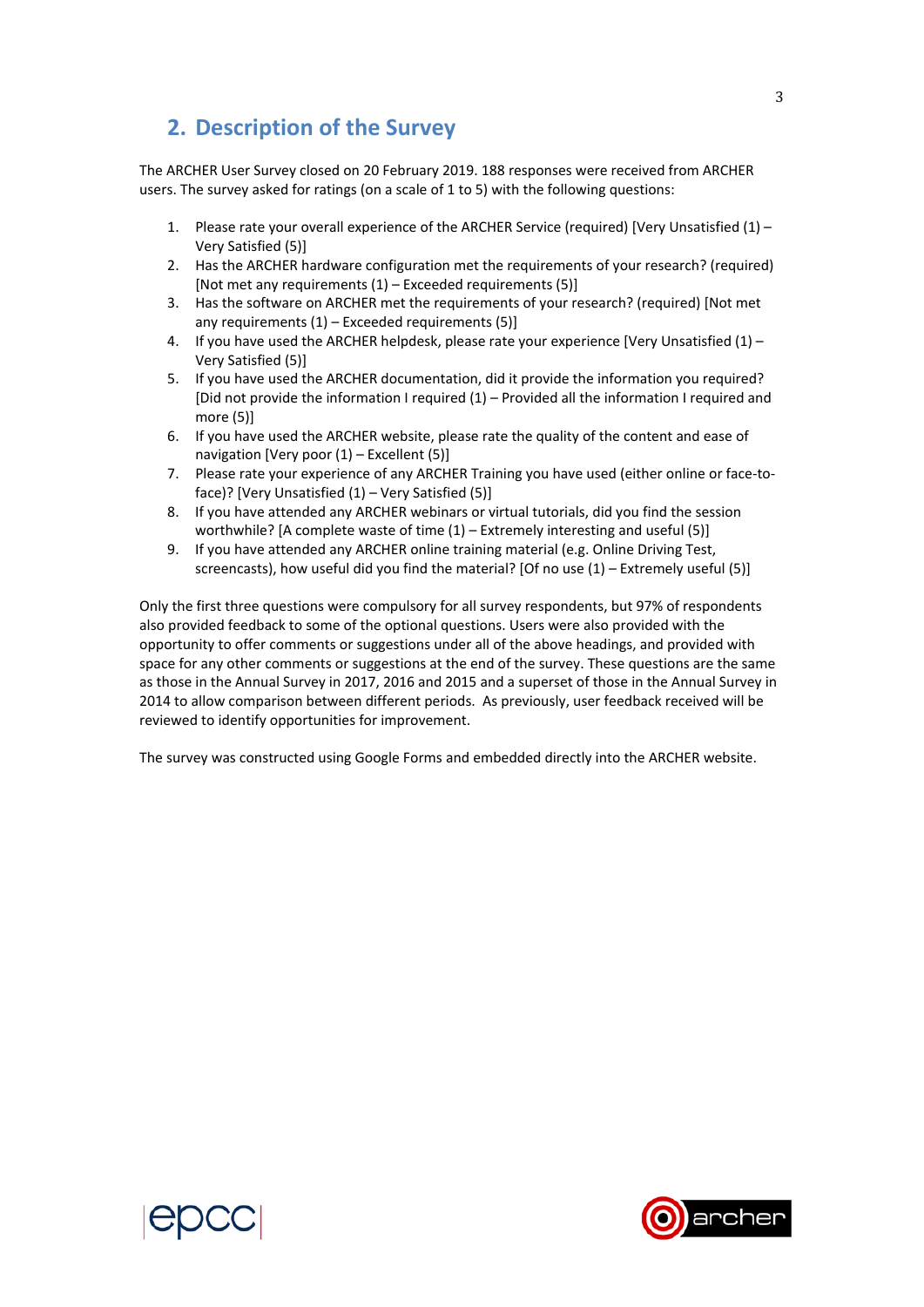## 2. Description of the Survey

The ARCHER User Survey closed on 20 February 2019. 188 responses were received from ARCHER users. The survey asked for ratings (on a scale of 1 to 5) with the following questions:

1. Please rate your overall experience of the ARCHER Service (required) [Very Unsatisfied (1) – Very Satisfied (5)]
2. Has the ARCHER hardware configuration met the requirements of your research? (required) [Not met any requirements (1) – Exceeded requirements (5)]
3. Has the software on ARCHER met the requirements of your research? (required) [Not met any requirements (1) – Exceeded requirements (5)]
4. If you have used the ARCHER helpdesk, please rate your experience [Very Unsatisfied (1) – Very Satisfied (5)]
5. If you have used the ARCHER documentation, did it provide the information you required? [Did not provide the information I required (1) – Provided all the information I required and more (5)]
6. If you have used the ARCHER website, please rate the quality of the content and ease of navigation [Very poor (1) – Excellent (5)]
7. Please rate your experience of any ARCHER Training you have used (either online or face-to-face)? [Very Unsatisfied (1) – Very Satisfied (5)]
8. If you have attended any ARCHER webinars or virtual tutorials, did you find the session worthwhile? [A complete waste of time (1) – Extremely interesting and useful (5)]
9. If you have attended any ARCHER online training material (e.g. Online Driving Test, screencasts), how useful did you find the material? [Of no use (1) – Extremely useful (5)]

Only the first three questions were compulsory for all survey respondents, but 97% of respondents also provided feedback to some of the optional questions. Users were also provided with the opportunity to offer comments or suggestions under all of the above headings, and provided with space for any other comments or suggestions at the end of the survey. These questions are the same as those in the Annual Survey in 2017, 2016 and 2015 and a superset of those in the Annual Survey in 2014 to allow comparison between different periods. As previously, user feedback received will be reviewed to identify opportunities for improvement.

The survey was constructed using Google Forms and embedded directly into the ARCHER website.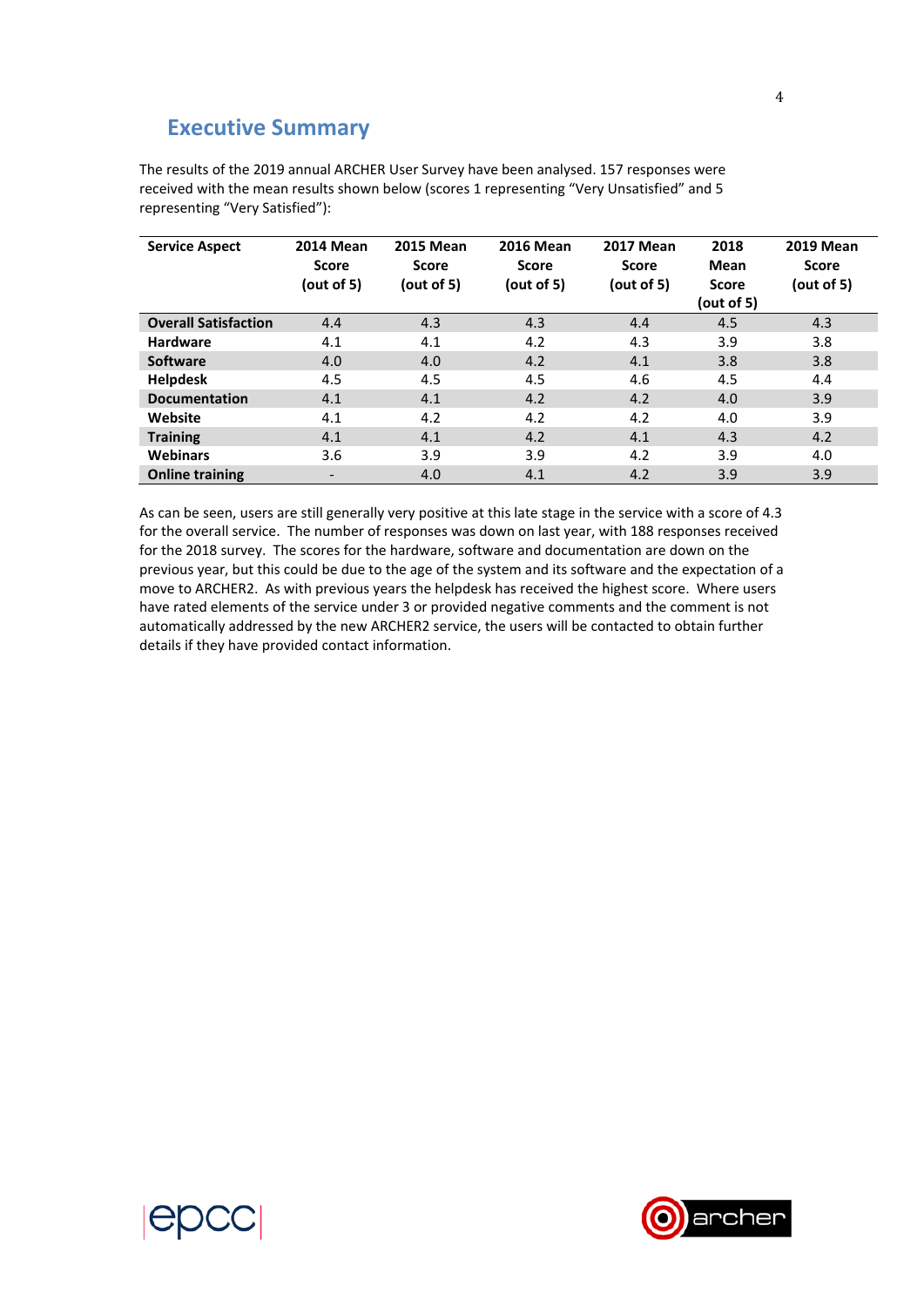## Executive Summary

The results of the 2019 annual ARCHER User Survey have been analysed. 157 responses were received with the mean results shown below (scores 1 representing "Very Unsatisfied" and 5 representing "Very Satisfied"):

| Service Aspect | 2014 Mean Score (out of 5) | 2015 Mean Score (out of 5) | 2016 Mean Score (out of 5) | 2017 Mean Score (out of 5) | 2018 Mean Score (out of 5) | 2019 Mean Score (out of 5) |
|---|---|---|---|---|---|---|
| **Overall Satisfaction** | 4.4 | 4.3 | 4.3 | 4.4 | 4.5 | 4.3 |
| **Hardware** | 4.1 | 4.1 | 4.2 | 4.3 | 3.9 | 3.8 |
| **Software** | 4.0 | 4.0 | 4.2 | 4.1 | 3.8 | 3.8 |
| **Helpdesk** | 4.5 | 4.5 | 4.5 | 4.6 | 4.5 | 4.4 |
| **Documentation** | 4.1 | 4.1 | 4.2 | 4.2 | 4.0 | 3.9 |
| **Website** | 4.1 | 4.2 | 4.2 | 4.2 | 4.0 | 3.9 |
| **Training** | 4.1 | 4.1 | 4.2 | 4.1 | 4.3 | 4.2 |
| **Webinars** | 3.6 | 3.9 | 3.9 | 4.2 | 3.9 | 4.0 |
| **Online training** | - | 4.0 | 4.1 | 4.2 | 3.9 | 3.9 |

As can be seen, users are still generally very positive at this late stage in the service with a score of 4.3 for the overall service. The number of responses was down on last year, with 188 responses received for the 2018 survey. The scores for the hardware, software and documentation are down on the previous year, but this could be due to the age of the system and its software and the expectation of a move to ARCHER2. As with previous years the helpdesk has received the highest score. Where users have rated elements of the service under 3 or provided negative comments and the comment is not automatically addressed by the new ARCHER2 service, the users will be contacted to obtain further details if they have provided contact information.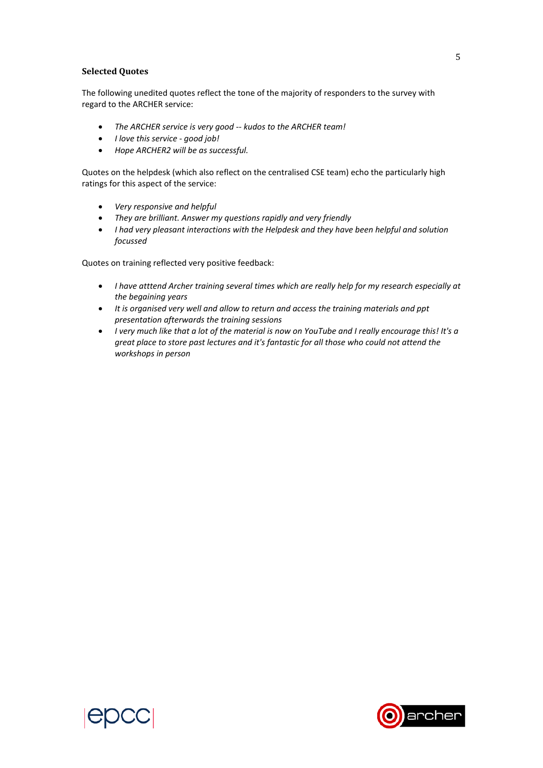### Selected Quotes

The following unedited quotes reflect the tone of the majority of responders to the survey with regard to the ARCHER service:

- *The ARCHER service is very good -- kudos to the ARCHER team!*
- *I love this service - good job!*
- *Hope ARCHER2 will be as successful.*

Quotes on the helpdesk (which also reflect on the centralised CSE team) echo the particularly high ratings for this aspect of the service:

- *Very responsive and helpful*
- *They are brilliant. Answer my questions rapidly and very friendly*
- *I had very pleasant interactions with the Helpdesk and they have been helpful and solution focussed*

Quotes on training reflected very positive feedback:

- *I have atttend Archer training several times which are really help for my research especially at the begaining years*
- *It is organised very well and allow to return and access the training materials and ppt presentation afterwards the training sessions*
- *I very much like that a lot of the material is now on YouTube and I really encourage this! It's a great place to store past lectures and it's fantastic for all those who could not attend the workshops in person*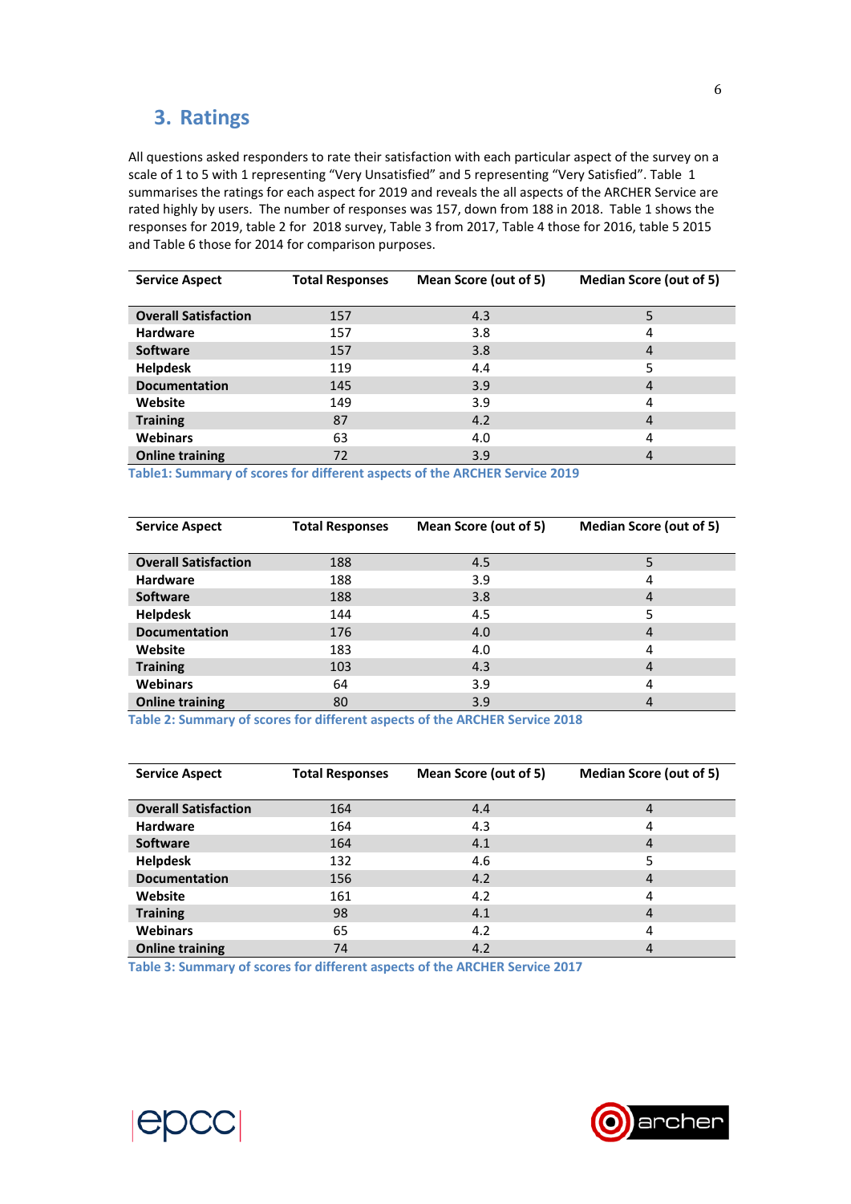## 3. Ratings

All questions asked responders to rate their satisfaction with each particular aspect of the survey on a scale of 1 to 5 with 1 representing "Very Unsatisfied" and 5 representing "Very Satisfied". Table 1 summarises the ratings for each aspect for 2019 and reveals the all aspects of the ARCHER Service are rated highly by users. The number of responses was 157, down from 188 in 2018. Table 1 shows the responses for 2019, table 2 for 2018 survey, Table 3 from 2017, Table 4 those for 2016, table 5 2015 and Table 6 those for 2014 for comparison purposes.

| Service Aspect | Total Responses | Mean Score (out of 5) | Median Score (out of 5) |
|---|---|---|---|
| **Overall Satisfaction** | 157 | 4.3 | 5 |
| **Hardware** | 157 | 3.8 | 4 |
| **Software** | 157 | 3.8 | 4 |
| **Helpdesk** | 119 | 4.4 | 5 |
| **Documentation** | 145 | 3.9 | 4 |
| **Website** | 149 | 3.9 | 4 |
| **Training** | 87 | 4.2 | 4 |
| **Webinars** | 63 | 4.0 | 4 |
| **Online training** | 72 | 3.9 | 4 |

**Table1: Summary of scores for different aspects of the ARCHER Service 2019**

| Service Aspect | Total Responses | Mean Score (out of 5) | Median Score (out of 5) |
|---|---|---|---|
| **Overall Satisfaction** | 188 | 4.5 | 5 |
| **Hardware** | 188 | 3.9 | 4 |
| **Software** | 188 | 3.8 | 4 |
| **Helpdesk** | 144 | 4.5 | 5 |
| **Documentation** | 176 | 4.0 | 4 |
| **Website** | 183 | 4.0 | 4 |
| **Training** | 103 | 4.3 | 4 |
| **Webinars** | 64 | 3.9 | 4 |
| **Online training** | 80 | 3.9 | 4 |

**Table 2: Summary of scores for different aspects of the ARCHER Service 2018**

| Service Aspect | Total Responses | Mean Score (out of 5) | Median Score (out of 5) |
|---|---|---|---|
| **Overall Satisfaction** | 164 | 4.4 | 4 |
| **Hardware** | 164 | 4.3 | 4 |
| **Software** | 164 | 4.1 | 4 |
| **Helpdesk** | 132 | 4.6 | 5 |
| **Documentation** | 156 | 4.2 | 4 |
| **Website** | 161 | 4.2 | 4 |
| **Training** | 98 | 4.1 | 4 |
| **Webinars** | 65 | 4.2 | 4 |
| **Online training** | 74 | 4.2 | 4 |

**Table 3: Summary of scores for different aspects of the ARCHER Service 2017**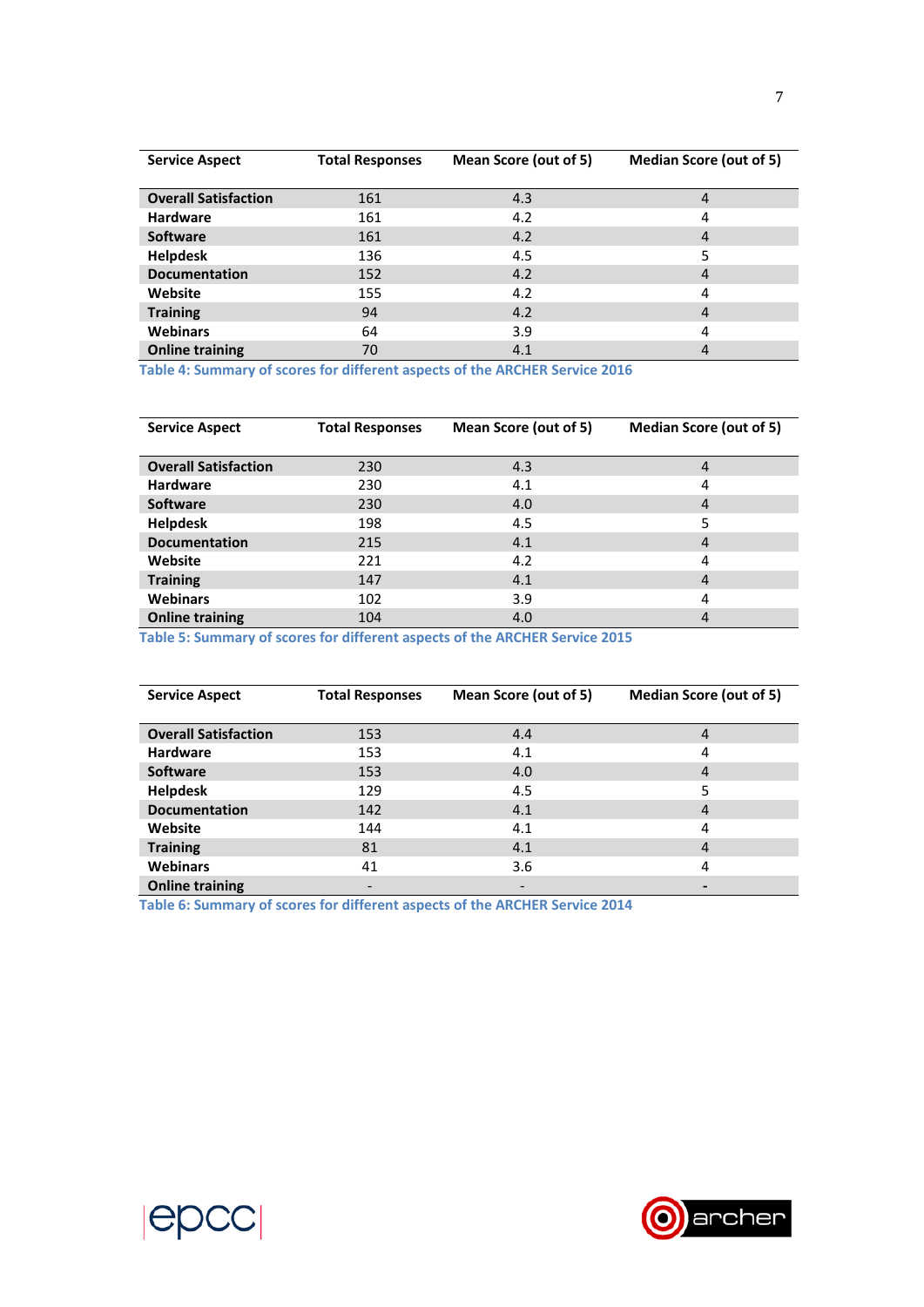| Service Aspect | Total Responses | Mean Score (out of 5) | Median Score (out of 5) |
|---|---|---|---|
| **Overall Satisfaction** | 161 | 4.3 | 4 |
| **Hardware** | 161 | 4.2 | 4 |
| **Software** | 161 | 4.2 | 4 |
| **Helpdesk** | 136 | 4.5 | 5 |
| **Documentation** | 152 | 4.2 | 4 |
| **Website** | 155 | 4.2 | 4 |
| **Training** | 94 | 4.2 | 4 |
| **Webinars** | 64 | 3.9 | 4 |
| **Online training** | 70 | 4.1 | 4 |

Table 4: Summary of scores for different aspects of the ARCHER Service 2016

| Service Aspect | Total Responses | Mean Score (out of 5) | Median Score (out of 5) |
|---|---|---|---|
| **Overall Satisfaction** | 230 | 4.3 | 4 |
| **Hardware** | 230 | 4.1 | 4 |
| **Software** | 230 | 4.0 | 4 |
| **Helpdesk** | 198 | 4.5 | 5 |
| **Documentation** | 215 | 4.1 | 4 |
| **Website** | 221 | 4.2 | 4 |
| **Training** | 147 | 4.1 | 4 |
| **Webinars** | 102 | 3.9 | 4 |
| **Online training** | 104 | 4.0 | 4 |

Table 5: Summary of scores for different aspects of the ARCHER Service 2015

| Service Aspect | Total Responses | Mean Score (out of 5) | Median Score (out of 5) |
|---|---|---|---|
| **Overall Satisfaction** | 153 | 4.4 | 4 |
| **Hardware** | 153 | 4.1 | 4 |
| **Software** | 153 | 4.0 | 4 |
| **Helpdesk** | 129 | 4.5 | 5 |
| **Documentation** | 142 | 4.1 | 4 |
| **Website** | 144 | 4.1 | 4 |
| **Training** | 81 | 4.1 | 4 |
| **Webinars** | 41 | 3.6 | 4 |
| **Online training** | - | - | - |

Table 6: Summary of scores for different aspects of the ARCHER Service 2014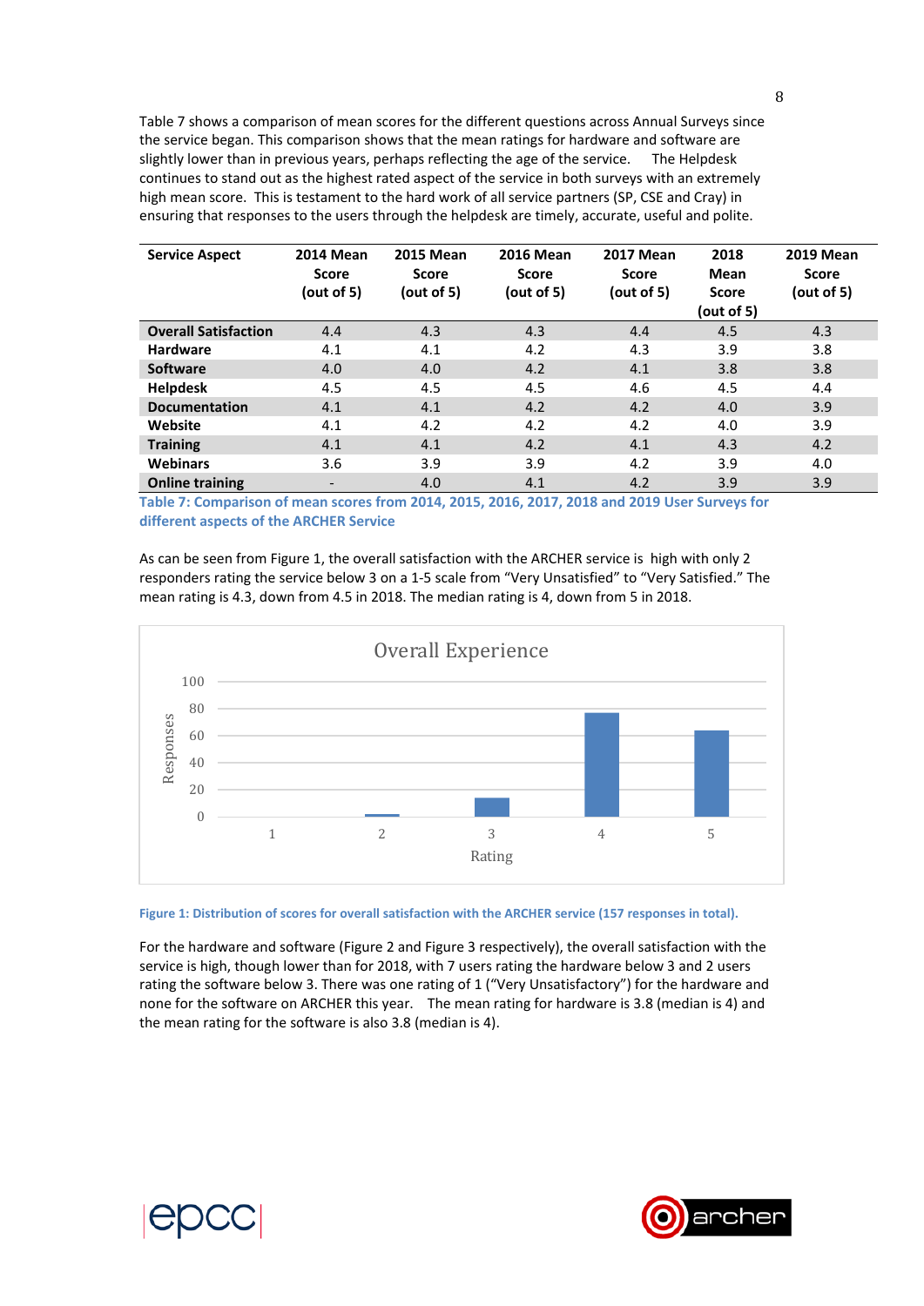Table 7 shows a comparison of mean scores for the different questions across Annual Surveys since the service began. This comparison shows that the mean ratings for hardware and software are slightly lower than in previous years, perhaps reflecting the age of the service. The Helpdesk continues to stand out as the highest rated aspect of the service in both surveys with an extremely high mean score. This is testament to the hard work of all service partners (SP, CSE and Cray) in ensuring that responses to the users through the helpdesk are timely, accurate, useful and polite.

| Service Aspect | 2014 Mean Score (out of 5) | 2015 Mean Score (out of 5) | 2016 Mean Score (out of 5) | 2017 Mean Score (out of 5) | 2018 Mean Score (out of 5) | 2019 Mean Score (out of 5) |
|---|---|---|---|---|---|---|
| **Overall Satisfaction** | 4.4 | 4.3 | 4.3 | 4.4 | 4.5 | 4.3 |
| **Hardware** | 4.1 | 4.1 | 4.2 | 4.3 | 3.9 | 3.8 |
| **Software** | 4.0 | 4.0 | 4.2 | 4.1 | 3.8 | 3.8 |
| **Helpdesk** | 4.5 | 4.5 | 4.5 | 4.6 | 4.5 | 4.4 |
| **Documentation** | 4.1 | 4.1 | 4.2 | 4.2 | 4.0 | 3.9 |
| **Website** | 4.1 | 4.2 | 4.2 | 4.2 | 4.0 | 3.9 |
| **Training** | 4.1 | 4.1 | 4.2 | 4.1 | 4.3 | 4.2 |
| **Webinars** | 3.6 | 3.9 | 3.9 | 4.2 | 3.9 | 4.0 |
| **Online training** | - | 4.0 | 4.1 | 4.2 | 3.9 | 3.9 |

**Table 7: Comparison of mean scores from 2014, 2015, 2016, 2017, 2018 and 2019 User Surveys for different aspects of the ARCHER Service**

As can be seen from Figure 1, the overall satisfaction with the ARCHER service is high with only 2 responders rating the service below 3 on a 1-5 scale from "Very Unsatisfied" to "Very Satisfied." The mean rating is 4.3, down from 4.5 in 2018. The median rating is 4, down from 5 in 2018.

**Figure 1: Distribution of scores for overall satisfaction with the ARCHER service (157 responses in total).**

For the hardware and software (Figure 2 and Figure 3 respectively), the overall satisfaction with the service is high, though lower than for 2018, with 7 users rating the hardware below 3 and 2 users rating the software below 3. There was one rating of 1 ("Very Unsatisfactory") for the hardware and none for the software on ARCHER this year. The mean rating for hardware is 3.8 (median is 4) and the mean rating for the software is also 3.8 (median is 4).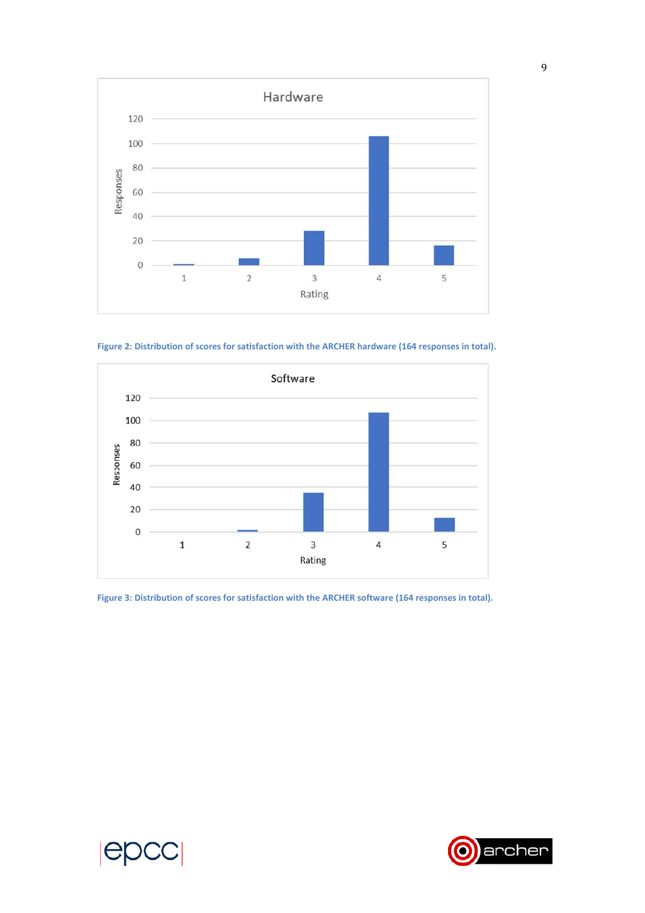Figure 2: Distribution of scores for satisfaction with the ARCHER hardware (164 responses in total).

Figure 3: Distribution of scores for satisfaction with the ARCHER software (164 responses in total).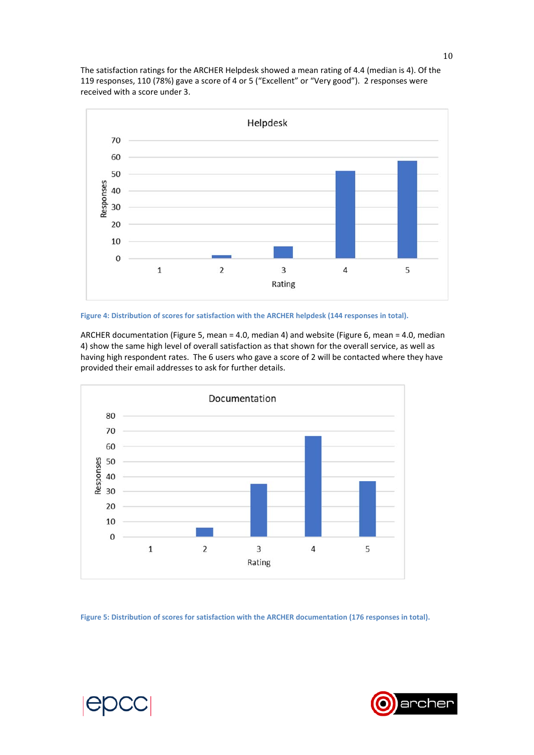The satisfaction ratings for the ARCHER Helpdesk showed a mean rating of 4.4 (median is 4). Of the 119 responses, 110 (78%) gave a score of 4 or 5 (“Excellent” or “Very good”). 2 responses were received with a score under 3.

**Figure 4: Distribution of scores for satisfaction with the ARCHER helpdesk (144 responses in total).**

ARCHER documentation (Figure 5, mean = 4.0, median 4) and website (Figure 6, mean = 4.0, median 4) show the same high level of overall satisfaction as that shown for the overall service, as well as having high respondent rates. The 6 users who gave a score of 2 will be contacted where they have provided their email addresses to ask for further details.

**Figure 5: Distribution of scores for satisfaction with the ARCHER documentation (176 responses in total).**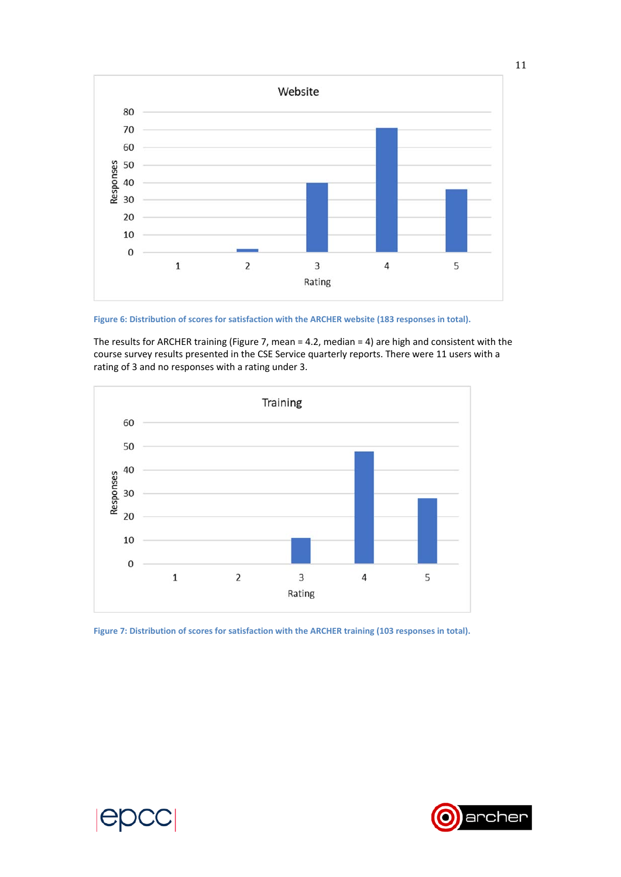Figure 6: Distribution of scores for satisfaction with the ARCHER website (183 responses in total).

The results for ARCHER training (Figure 7, mean = 4.2, median = 4) are high and consistent with the course survey results presented in the CSE Service quarterly reports. There were 11 users with a rating of 3 and no responses with a rating under 3.

Figure 7: Distribution of scores for satisfaction with the ARCHER training (103 responses in total).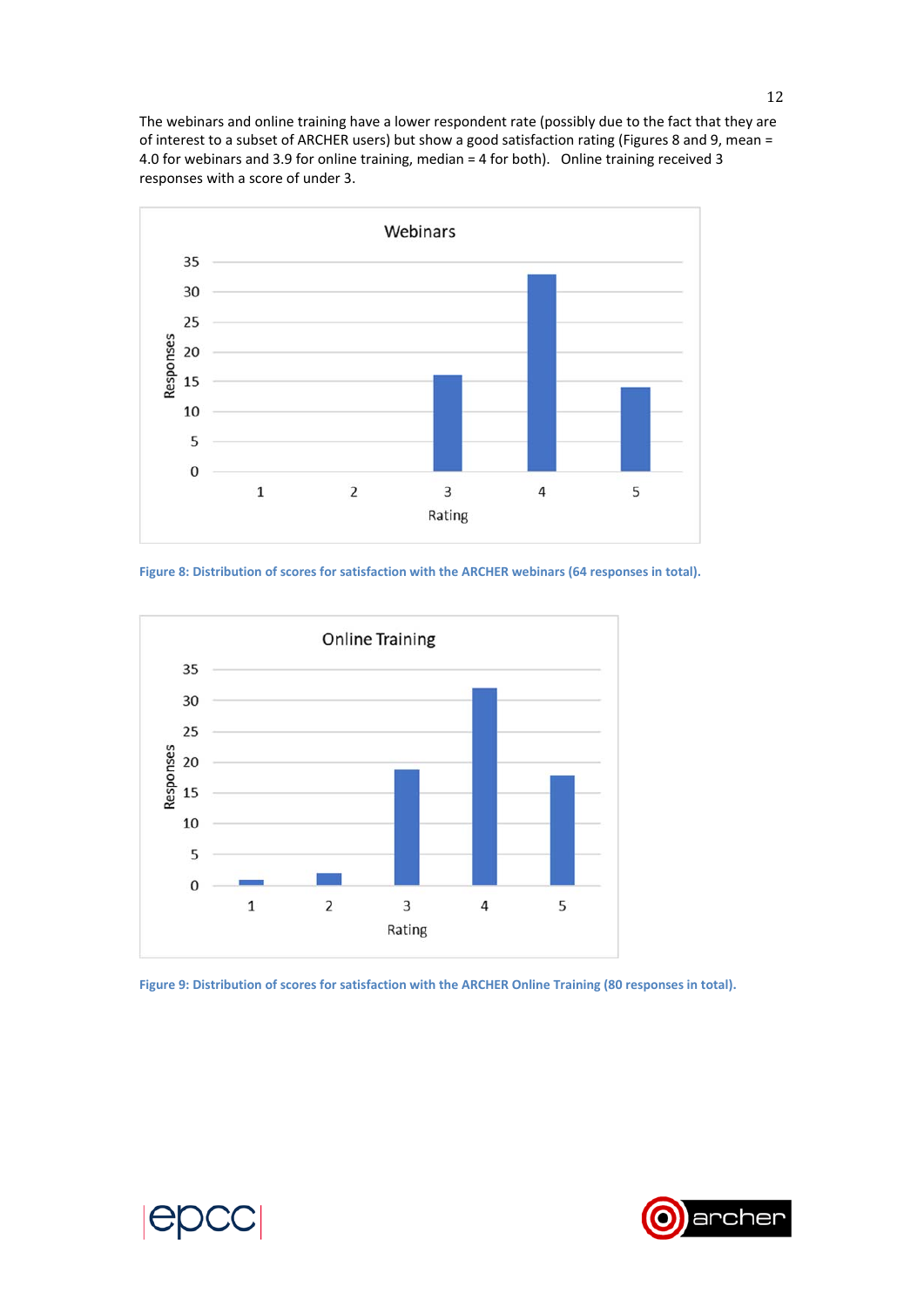The webinars and online training have a lower respondent rate (possibly due to the fact that they are of interest to a subset of ARCHER users) but show a good satisfaction rating (Figures 8 and 9, mean = 4.0 for webinars and 3.9 for online training, median = 4 for both). Online training received 3 responses with a score of under 3.

Figure 8: Distribution of scores for satisfaction with the ARCHER webinars (64 responses in total).

Figure 9: Distribution of scores for satisfaction with the ARCHER Online Training (80 responses in total).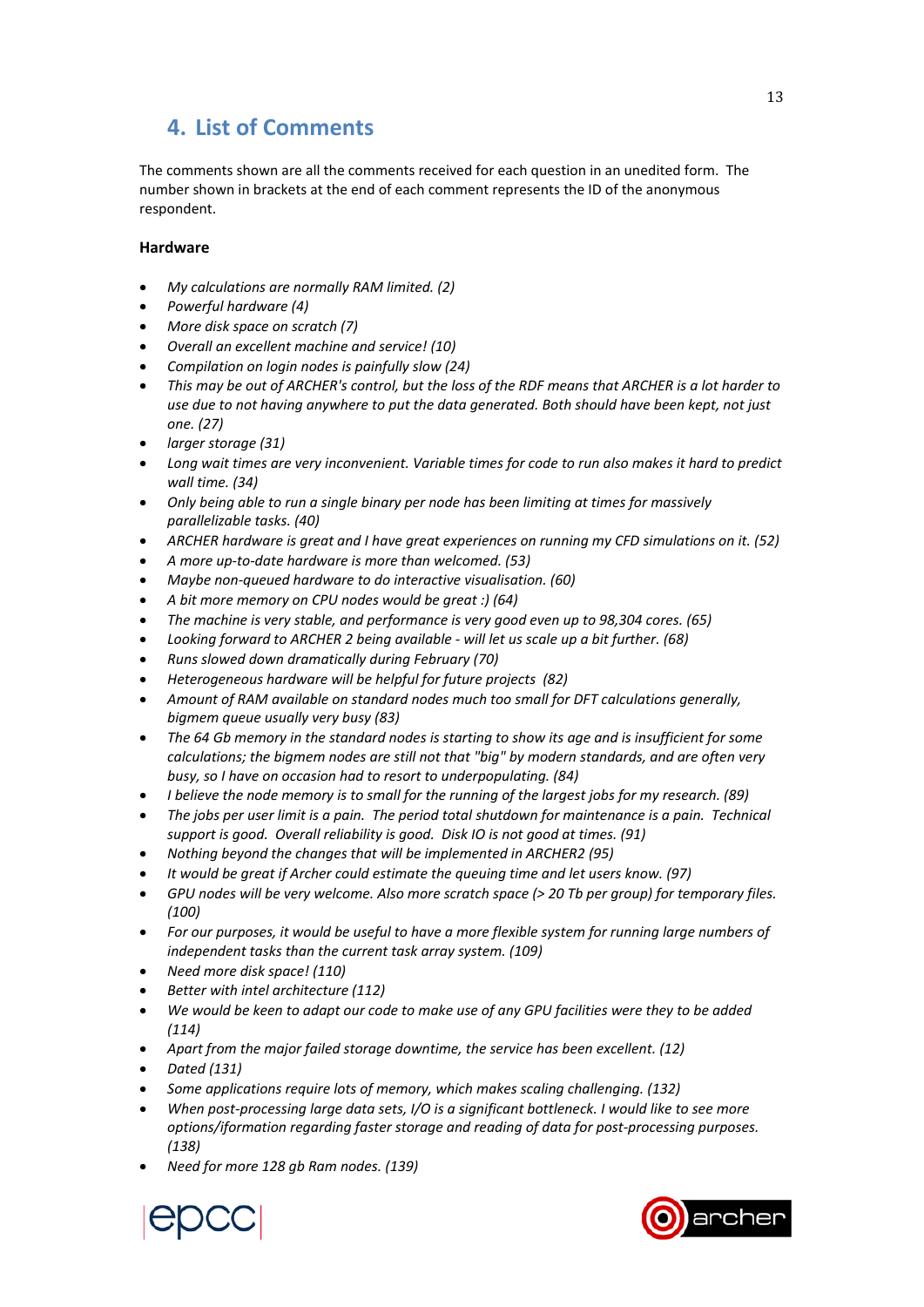## 4. List of Comments

The comments shown are all the comments received for each question in an unedited form. The number shown in brackets at the end of each comment represents the ID of the anonymous respondent.

**Hardware**

- *My calculations are normally RAM limited. (2)*
- *Powerful hardware (4)*
- *More disk space on scratch (7)*
- *Overall an excellent machine and service! (10)*
- *Compilation on login nodes is painfully slow (24)*
- *This may be out of ARCHER's control, but the loss of the RDF means that ARCHER is a lot harder to use due to not having anywhere to put the data generated. Both should have been kept, not just one. (27)*
- *larger storage (31)*
- *Long wait times are very inconvenient. Variable times for code to run also makes it hard to predict wall time. (34)*
- *Only being able to run a single binary per node has been limiting at times for massively parallelizable tasks. (40)*
- *ARCHER hardware is great and I have great experiences on running my CFD simulations on it. (52)*
- *A more up-to-date hardware is more than welcomed. (53)*
- *Maybe non-queued hardware to do interactive visualisation. (60)*
- *A bit more memory on CPU nodes would be great :) (64)*
- *The machine is very stable, and performance is very good even up to 98,304 cores. (65)*
- *Looking forward to ARCHER 2 being available - will let us scale up a bit further. (68)*
- *Runs slowed down dramatically during February (70)*
- *Heterogeneous hardware will be helpful for future projects (82)*
- *Amount of RAM available on standard nodes much too small for DFT calculations generally, bigmem queue usually very busy (83)*
- *The 64 Gb memory in the standard nodes is starting to show its age and is insufficient for some calculations; the bigmem nodes are still not that "big" by modern standards, and are often very busy, so I have on occasion had to resort to underpopulating. (84)*
- *I believe the node memory is to small for the running of the largest jobs for my research. (89)*
- *The jobs per user limit is a pain. The period total shutdown for maintenance is a pain. Technical support is good. Overall reliability is good. Disk IO is not good at times. (91)*
- *Nothing beyond the changes that will be implemented in ARCHER2 (95)*
- *It would be great if Archer could estimate the queuing time and let users know. (97)*
- *GPU nodes will be very welcome. Also more scratch space (> 20 Tb per group) for temporary files. (100)*
- *For our purposes, it would be useful to have a more flexible system for running large numbers of independent tasks than the current task array system. (109)*
- *Need more disk space! (110)*
- *Better with intel architecture (112)*
- *We would be keen to adapt our code to make use of any GPU facilities were they to be added (114)*
- *Apart from the major failed storage downtime, the service has been excellent. (12)*
- *Dated (131)*
- *Some applications require lots of memory, which makes scaling challenging. (132)*
- *When post-processing large data sets, I/O is a significant bottleneck. I would like to see more options/iformation regarding faster storage and reading of data for post-processing purposes. (138)*
- *Need for more 128 gb Ram nodes. (139)*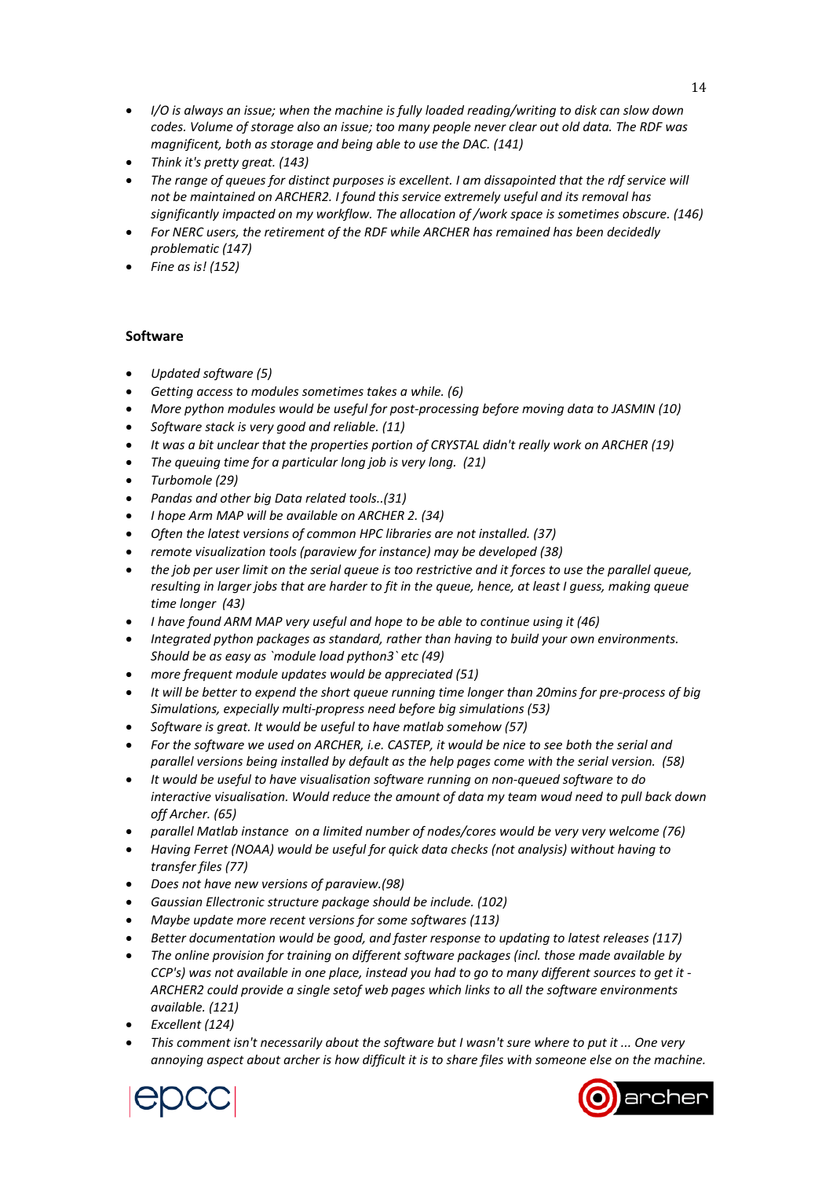- *I/O is always an issue; when the machine is fully loaded reading/writing to disk can slow down codes. Volume of storage also an issue; too many people never clear out old data. The RDF was magnificent, both as storage and being able to use the DAC. (141)*
- *Think it's pretty great. (143)*
- *The range of queues for distinct purposes is excellent. I am dissapointed that the rdf service will not be maintained on ARCHER2. I found this service extremely useful and its removal has significantly impacted on my workflow. The allocation of /work space is sometimes obscure. (146)*
- *For NERC users, the retirement of the RDF while ARCHER has remained has been decidedly problematic (147)*
- *Fine as is! (152)*

**Software**

- *Updated software (5)*
- *Getting access to modules sometimes takes a while. (6)*
- *More python modules would be useful for post-processing before moving data to JASMIN (10)*
- *Software stack is very good and reliable. (11)*
- *It was a bit unclear that the properties portion of CRYSTAL didn't really work on ARCHER (19)*
- *The queuing time for a particular long job is very long. (21)*
- *Turbomole (29)*
- *Pandas and other big Data related tools..(31)*
- *I hope Arm MAP will be available on ARCHER 2. (34)*
- *Often the latest versions of common HPC libraries are not installed. (37)*
- *remote visualization tools (paraview for instance) may be developed (38)*
- *the job per user limit on the serial queue is too restrictive and it forces to use the parallel queue, resulting in larger jobs that are harder to fit in the queue, hence, at least I guess, making queue time longer (43)*
- *I have found ARM MAP very useful and hope to be able to continue using it (46)*
- *Integrated python packages as standard, rather than having to build your own environments. Should be as easy as `module load python3` etc (49)*
- *more frequent module updates would be appreciated (51)*
- *It will be better to expend the short queue running time longer than 20mins for pre-process of big Simulations, expecially multi-progress need before big simulations (53)*
- *Software is great. It would be useful to have matlab somehow (57)*
- *For the software we used on ARCHER, i.e. CASTEP, it would be nice to see both the serial and parallel versions being installed by default as the help pages come with the serial version. (58)*
- *It would be useful to have visualisation software running on non-queued software to do interactive visualisation. Would reduce the amount of data my team woud need to pull back down off Archer. (65)*
- *parallel Matlab instance on a limited number of nodes/cores would be very very welcome (76)*
- *Having Ferret (NOAA) would be useful for quick data checks (not analysis) without having to transfer files (77)*
- *Does not have new versions of paraview.(98)*
- *Gaussian Ellectronic structure package should be include. (102)*
- *Maybe update more recent versions for some softwares (113)*
- *Better documentation would be good, and faster response to updating to latest releases (117)*
- *The online provision for training on different software packages (incl. those made available by CCP's) was not available in one place, instead you had to go to many different sources to get it - ARCHER2 could provide a single setof web pages which links to all the software environments available. (121)*
- *Excellent (124)*
- *This comment isn't necessarily about the software but I wasn't sure where to put it ... One very annoying aspect about archer is how difficult it is to share files with someone else on the machine.*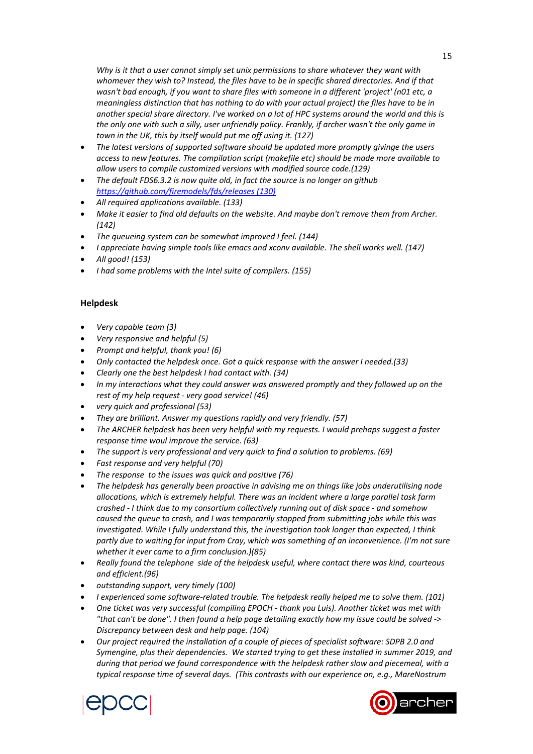*Why is it that a user cannot simply set unix permissions to share whatever they want with whomever they wish to? Instead, the files have to be in specific shared directories. And if that wasn't bad enough, if you want to share files with someone in a different 'project' (n01 etc, a meaningless distinction that has nothing to do with your actual project) the files have to be in another special share directory. I've worked on a lot of HPC systems around the world and this is the only one with such a silly, user unfriendly policy. Frankly, if archer wasn't the only game in town in the UK, this by itself would put me off using it. (127)*

- *The latest versions of supported software should be updated more promptly givinge the users access to new features. The compilation script (makefile etc) should be made more available to allow users to compile customized versions with modified source code.(129)*
- *The default FDS6.3.2 is now quite old, in fact the source is no longer on github [https://github.com/firemodels/fds/releases](https://github.com/firemodels/fds/releases) (130)*
- *All required applications available. (133)*
- *Make it easier to find old defaults on the website. And maybe don't remove them from Archer. (142)*
- *The queueing system can be somewhat improved I feel. (144)*
- *I appreciate having simple tools like emacs and xconv available. The shell works well. (147)*
- *All good! (153)*
- *I had some problems with the Intel suite of compilers. (155)*

## Helpdesk

- *Very capable team (3)*
- *Very responsive and helpful (5)*
- *Prompt and helpful, thank you! (6)*
- *Only contacted the helpdesk once. Got a quick response with the answer I needed.(33)*
- *Clearly one the best helpdesk I had contact with. (34)*
- *In my interactions what they could answer was answered promptly and they followed up on the rest of my help request - very good service! (46)*
- *very quick and professional (53)*
- *They are brilliant. Answer my questions rapidly and very friendly. (57)*
- *The ARCHER helpdesk has been very helpful with my requests. I would prehaps suggest a faster response time woul improve the service. (63)*
- *The support is very professional and very quick to find a solution to problems. (69)*
- *Fast response and very helpful (70)*
- *The response to the issues was quick and positive (76)*
- *The helpdesk has generally been proactive in advising me on things like jobs underutilising node allocations, which is extremely helpful. There was an incident where a large parallel task farm crashed - I think due to my consortium collectively running out of disk space - and somehow caused the queue to crash, and I was temporarily stopped from submitting jobs while this was investigated. While I fully understand this, the investigation took longer than expected, I think partly due to waiting for input from Cray, which was something of an inconvenience. (I'm not sure whether it ever came to a firm conclusion.)(85)*
- *Really found the telephone side of the helpdesk useful, where contact there was kind, courteous and efficient.(96)*
- *outstanding support, very timely (100)*
- *I experienced some software-related trouble. The helpdesk really helped me to solve them. (101)*
- *One ticket was very successful (compiling EPOCH - thank you Luis). Another ticket was met with "that can't be done". I then found a help page detailing exactly how my issue could be solved -> Discrepancy between desk and help page. (104)*
- *Our project required the installation of a couple of pieces of specialist software: SDPB 2.0 and Symengine, plus their dependencies. We started trying to get these installed in summer 2019, and during that period we found correspondence with the helpdesk rather slow and piecemeal, with a typical response time of several days. (This contrasts with our experience on, e.g., MareNostrum*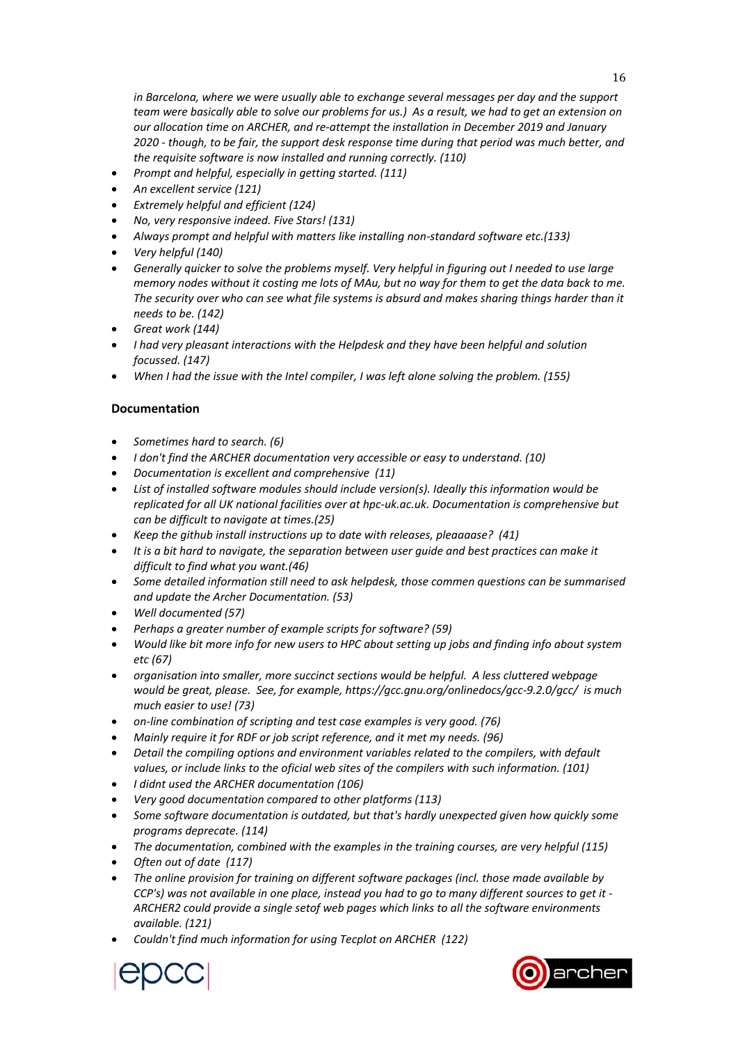*in Barcelona, where we were usually able to exchange several messages per day and the support team were basically able to solve our problems for us.) As a result, we had to get an extension on our allocation time on ARCHER, and re-attempt the installation in December 2019 and January 2020 - though, to be fair, the support desk response time during that period was much better, and the requisite software is now installed and running correctly. (110)*

- *Prompt and helpful, especially in getting started. (111)*
- *An excellent service (121)*
- *Extremely helpful and efficient (124)*
- *No, very responsive indeed. Five Stars! (131)*
- *Always prompt and helpful with matters like installing non-standard software etc.(133)*
- *Very helpful (140)*
- *Generally quicker to solve the problems myself. Very helpful in figuring out I needed to use large memory nodes without it costing me lots of MAu, but no way for them to get the data back to me. The security over who can see what file systems is absurd and makes sharing things harder than it needs to be. (142)*
- *Great work (144)*
- *I had very pleasant interactions with the Helpdesk and they have been helpful and solution focussed. (147)*
- *When I had the issue with the Intel compiler, I was left alone solving the problem. (155)*

### Documentation

- *Sometimes hard to search. (6)*
- *I don't find the ARCHER documentation very accessible or easy to understand. (10)*
- *Documentation is excellent and comprehensive (11)*
- *List of installed software modules should include version(s). Ideally this information would be replicated for all UK national facilities over at hpc-uk.ac.uk. Documentation is comprehensive but can be difficult to navigate at times.(25)*
- *Keep the github install instructions up to date with releases, pleaaaase? (41)*
- *It is a bit hard to navigate, the separation between user guide and best practices can make it difficult to find what you want.(46)*
- *Some detailed information still need to ask helpdesk, those commen questions can be summarised and update the Archer Documentation. (53)*
- *Well documented (57)*
- *Perhaps a greater number of example scripts for software? (59)*
- *Would like bit more info for new users to HPC about setting up jobs and finding info about system etc (67)*
- *organisation into smaller, more succinct sections would be helpful. A less cluttered webpage would be great, please. See, for example, https://gcc.gnu.org/onlinedocs/gcc-9.2.0/gcc/ is much much easier to use! (73)*
- *on-line combination of scripting and test case examples is very good. (76)*
- *Mainly require it for RDF or job script reference, and it met my needs. (96)*
- *Detail the compiling options and environment variables related to the compilers, with default values, or include links to the oficial web sites of the compilers with such information. (101)*
- *I didnt used the ARCHER documentation (106)*
- *Very good documentation compared to other platforms (113)*
- *Some software documentation is outdated, but that's hardly unexpected given how quickly some programs deprecate. (114)*
- *The documentation, combined with the examples in the training courses, are very helpful (115)*
- *Often out of date (117)*
- *The online provision for training on different software packages (incl. those made available by CCP's) was not available in one place, instead you had to go to many different sources to get it - ARCHER2 could provide a single setof web pages which links to all the software environments available. (121)*
- *Couldn't find much information for using Tecplot on ARCHER (122)*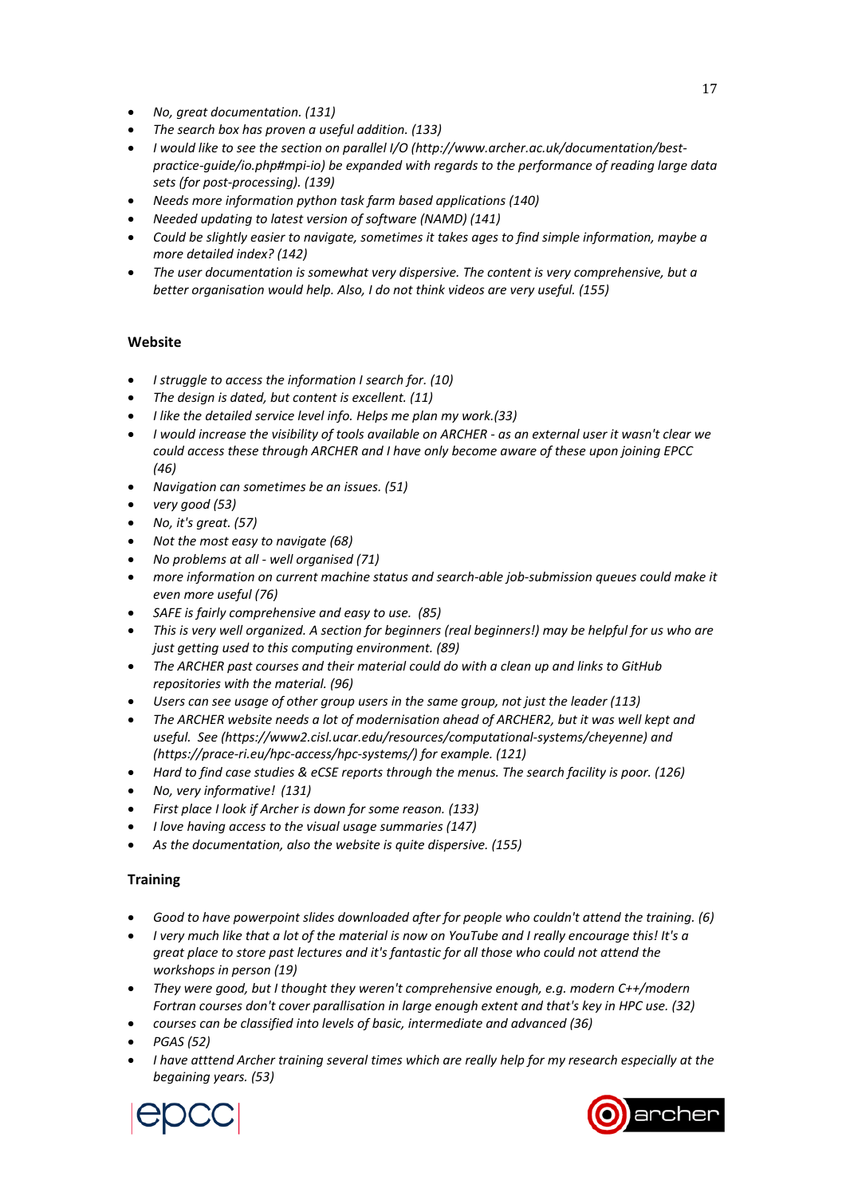- *No, great documentation. (131)*
- *The search box has proven a useful addition. (133)*
- *I would like to see the section on parallel I/O (http://www.archer.ac.uk/documentation/best-practice-guide/io.php#mpi-io) be expanded with regards to the performance of reading large data sets (for post-processing). (139)*
- *Needs more information python task farm based applications (140)*
- *Needed updating to latest version of software (NAMD) (141)*
- *Could be slightly easier to navigate, sometimes it takes ages to find simple information, maybe a more detailed index? (142)*
- *The user documentation is somewhat very dispersive. The content is very comprehensive, but a better organisation would help. Also, I do not think videos are very useful. (155)*

### Website

- *I struggle to access the information I search for. (10)*
- *The design is dated, but content is excellent. (11)*
- *I like the detailed service level info. Helps me plan my work.(33)*
- *I would increase the visibility of tools available on ARCHER - as an external user it wasn't clear we could access these through ARCHER and I have only become aware of these upon joining EPCC (46)*
- *Navigation can sometimes be an issues. (51)*
- *very good (53)*
- *No, it's great. (57)*
- *Not the most easy to navigate (68)*
- *No problems at all - well organised (71)*
- *more information on current machine status and search-able job-submission queues could make it even more useful (76)*
- *SAFE is fairly comprehensive and easy to use. (85)*
- *This is very well organized. A section for beginners (real beginners!) may be helpful for us who are just getting used to this computing environment. (89)*
- *The ARCHER past courses and their material could do with a clean up and links to GitHub repositories with the material. (96)*
- *Users can see usage of other group users in the same group, not just the leader (113)*
- *The ARCHER website needs a lot of modernisation ahead of ARCHER2, but it was well kept and useful. See (https://www2.cisl.ucar.edu/resources/computational-systems/cheyenne) and (https://prace-ri.eu/hpc-access/hpc-systems/) for example. (121)*
- *Hard to find case studies & eCSE reports through the menus. The search facility is poor. (126)*
- *No, very informative! (131)*
- *First place I look if Archer is down for some reason. (133)*
- *I love having access to the visual usage summaries (147)*
- *As the documentation, also the website is quite dispersive. (155)*

### Training

- *Good to have powerpoint slides downloaded after for people who couldn't attend the training. (6)*
- *I very much like that a lot of the material is now on YouTube and I really encourage this! It's a great place to store past lectures and it's fantastic for all those who could not attend the workshops in person (19)*
- *They were good, but I thought they weren't comprehensive enough, e.g. modern C++/modern Fortran courses don't cover parallisation in large enough extent and that's key in HPC use. (32)*
- *courses can be classified into levels of basic, intermediate and advanced (36)*
- *PGAS (52)*
- *I have atttend Archer training several times which are really help for my research especially at the begaining years. (53)*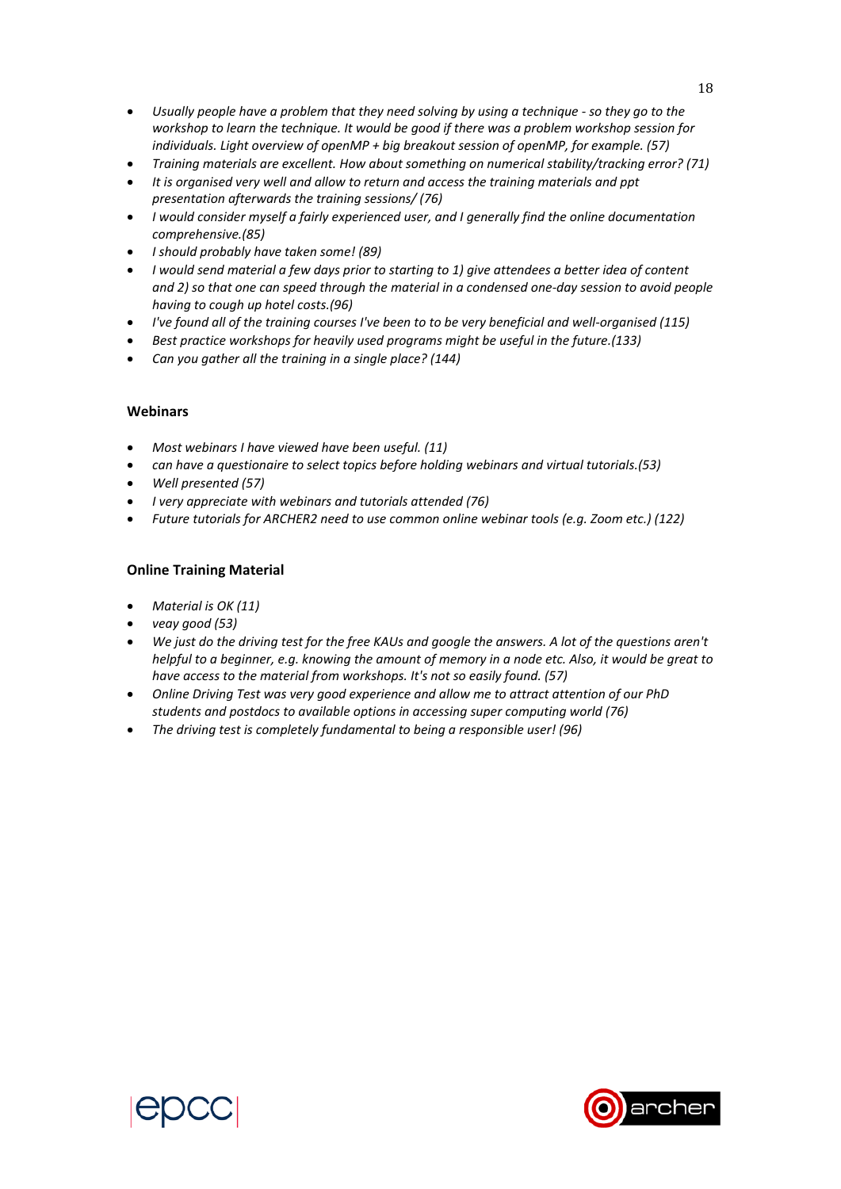- *Usually people have a problem that they need solving by using a technique - so they go to the workshop to learn the technique. It would be good if there was a problem workshop session for individuals. Light overview of openMP + big breakout session of openMP, for example. (57)*
- *Training materials are excellent. How about something on numerical stability/tracking error? (71)*
- *It is organised very well and allow to return and access the training materials and ppt presentation afterwards the training sessions/ (76)*
- *I would consider myself a fairly experienced user, and I generally find the online documentation comprehensive.(85)*
- *I should probably have taken some! (89)*
- *I would send material a few days prior to starting to 1) give attendees a better idea of content and 2) so that one can speed through the material in a condensed one-day session to avoid people having to cough up hotel costs.(96)*
- *I've found all of the training courses I've been to to be very beneficial and well-organised (115)*
- *Best practice workshops for heavily used programs might be useful in the future.(133)*
- *Can you gather all the training in a single place? (144)*

### Webinars

- *Most webinars I have viewed have been useful. (11)*
- *can have a questionaire to select topics before holding webinars and virtual tutorials.(53)*
- *Well presented (57)*
- *I very appreciate with webinars and tutorials attended (76)*
- *Future tutorials for ARCHER2 need to use common online webinar tools (e.g. Zoom etc.) (122)*

### Online Training Material

- *Material is OK (11)*
- *veay good (53)*
- *We just do the driving test for the free KAUs and google the answers. A lot of the questions aren't helpful to a beginner, e.g. knowing the amount of memory in a node etc. Also, it would be great to have access to the material from workshops. It's not so easily found. (57)*
- *Online Driving Test was very good experience and allow me to attract attention of our PhD students and postdocs to available options in accessing super computing world (76)*
- *The driving test is completely fundamental to being a responsible user! (96)*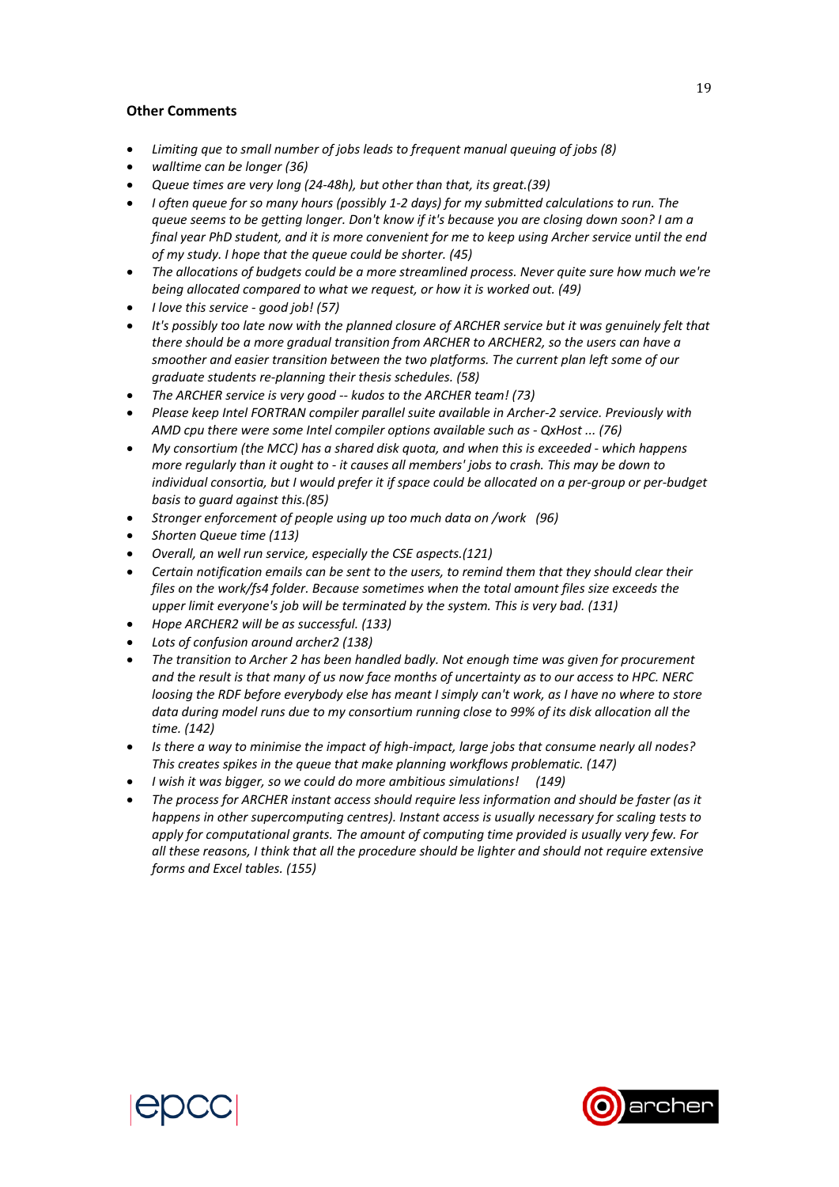**Other Comments**

- *Limiting que to small number of jobs leads to frequent manual queuing of jobs (8)*
- *walltime can be longer (36)*
- *Queue times are very long (24-48h), but other than that, its great.(39)*
- *I often queue for so many hours (possibly 1-2 days) for my submitted calculations to run. The queue seems to be getting longer. Don't know if it's because you are closing down soon? I am a final year PhD student, and it is more convenient for me to keep using Archer service until the end of my study. I hope that the queue could be shorter. (45)*
- *The allocations of budgets could be a more streamlined process. Never quite sure how much we're being allocated compared to what we request, or how it is worked out. (49)*
- *I love this service - good job! (57)*
- *It's possibly too late now with the planned closure of ARCHER service but it was genuinely felt that there should be a more gradual transition from ARCHER to ARCHER2, so the users can have a smoother and easier transition between the two platforms. The current plan left some of our graduate students re-planning their thesis schedules. (58)*
- *The ARCHER service is very good -- kudos to the ARCHER team! (73)*
- *Please keep Intel FORTRAN compiler parallel suite available in Archer-2 service. Previously with AMD cpu there were some Intel compiler options available such as - QxHost ... (76)*
- *My consortium (the MCC) has a shared disk quota, and when this is exceeded - which happens more regularly than it ought to - it causes all members' jobs to crash. This may be down to individual consortia, but I would prefer it if space could be allocated on a per-group or per-budget basis to guard against this.(85)*
- *Stronger enforcement of people using up too much data on /work (96)*
- *Shorten Queue time (113)*
- *Overall, an well run service, especially the CSE aspects.(121)*
- *Certain notification emails can be sent to the users, to remind them that they should clear their files on the work/fs4 folder. Because sometimes when the total amount files size exceeds the upper limit everyone's job will be terminated by the system. This is very bad. (131)*
- *Hope ARCHER2 will be as successful. (133)*
- *Lots of confusion around archer2 (138)*
- *The transition to Archer 2 has been handled badly. Not enough time was given for procurement and the result is that many of us now face months of uncertainty as to our access to HPC. NERC loosing the RDF before everybody else has meant I simply can't work, as I have no where to store data during model runs due to my consortium running close to 99% of its disk allocation all the time. (142)*
- *Is there a way to minimise the impact of high-impact, large jobs that consume nearly all nodes? This creates spikes in the queue that make planning workflows problematic. (147)*
- *I wish it was bigger, so we could do more ambitious simulations! (149)*
- *The process for ARCHER instant access should require less information and should be faster (as it happens in other supercomputing centres). Instant access is usually necessary for scaling tests to apply for computational grants. The amount of computing time provided is usually very few. For all these reasons, I think that all the procedure should be lighter and should not require extensive forms and Excel tables. (155)*